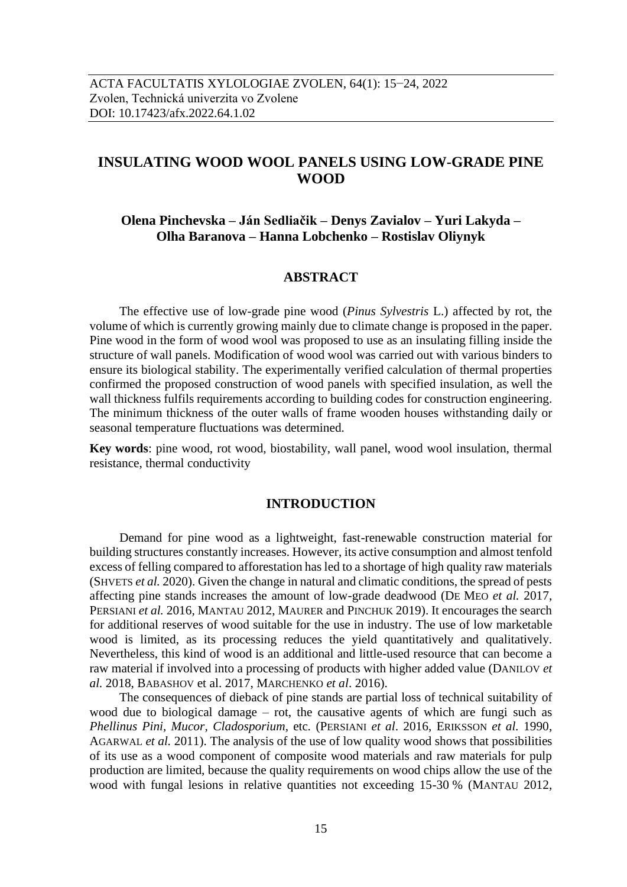# INSULATING WOOD WOOL PANELS USING LOW-GRADE PINE WOOD

**Olena Pinchevska – Ján Sedliačik – Denys Zavialov – Yuri Lakyda – Olha Baranova – Hanna Lobchenko – Rostislav Oliynyk**

## ABSTRACT

The effective use of low-grade pine wood (*Pinus Sylvestris* L.) affected by rot, the volume of which is currently growing mainly due to climate change is proposed in the paper. Pine wood in the form of wood wool was proposed to use as an insulating filling inside the structure of wall panels. Modification of wood wool was carried out with various binders to ensure its biological stability. The experimentally verified calculation of thermal properties confirmed the proposed construction of wood panels with specified insulation, as well the wall thickness fulfils requirements according to building codes for construction engineering. The minimum thickness of the outer walls of frame wooden houses withstanding daily or seasonal temperature fluctuations was determined.

**Key words**: pine wood, rot wood, biostability, wall panel, wood wool insulation, thermal resistance, thermal conductivity

## INTRODUCTION

Demand for pine wood as a lightweight, fast-renewable construction material for building structures constantly increases. However, its active consumption and almost tenfold excess of felling compared to afforestation has led to a shortage of high quality raw materials (SHVETS *et al.* 2020). Given the change in natural and climatic conditions, the spread of pests affecting pine stands increases the amount of low-grade deadwood (DE MEO *et al.* 2017, PERSIANI *et al.* 2016, MANTAU 2012, MAURER and PINCHUK 2019). It encourages the search for additional reserves of wood suitable for the use in industry. The use of low marketable wood is limited, as its processing reduces the yield quantitatively and qualitatively. Nevertheless, this kind of wood is an additional and little-used resource that can become a raw material if involved into a processing of products with higher added value (DANILOV *et al.* 2018, BABASHOV et al. 2017, MARCHENKO *et al*. 2016).

The consequences of dieback of pine stands are partial loss of technical suitability of wood due to biological damage – rot, the causative agents of which are fungi such as *Phellinus Pini*, *Mucor*, *Cladosporium*, etc. (PERSIANI *et al*. 2016, ERIKSSON *et al.* 1990, AGARWAL *et al.* 2011). The analysis of the use of low quality wood shows that possibilities of its use as a wood component of composite wood materials and raw materials for pulp production are limited, because the quality requirements on wood chips allow the use of the wood with fungal lesions in relative quantities not exceeding 15-30 % (MANTAU 2012,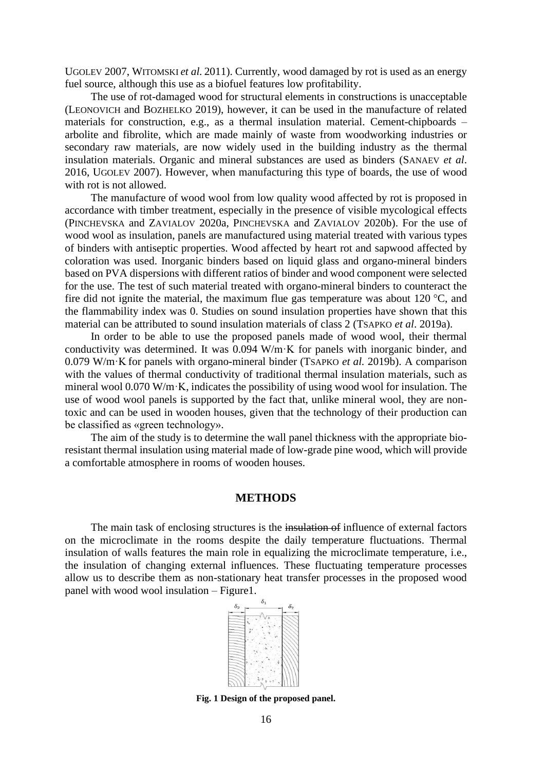UGOLEV 2007, WITOMSKI *et al.* 2011). Currently, wood damaged by rot is used as an energy fuel source, although this use as a biofuel features low profitability.

The use of rot-damaged wood for structural elements in constructions is unacceptable (LEONOVICH and BOZHELKO 2019), however, it can be used in the manufacture of related materials for construction, e.g., as a thermal insulation material. Cement-chipboards – arbolite and fibrolite, which are made mainly of waste from woodworking industries or secondary raw materials, are now widely used in the building industry as the thermal insulation materials. Organic and mineral substances are used as binders (SANAEV *et al.* 2016, UGOLEV 2007). However, when manufacturing this type of boards, the use of wood with rot is not allowed.

The manufacture of wood wool from low quality wood affected by rot is proposed in accordance with timber treatment, especially in the presence of visible mycological effects (PINCHEVSKA and ZAVIALOV 2020a, PINCHEVSKA and ZAVIALOV 2020b). For the use of wood wool as insulation, panels are manufactured using material treated with various types of binders with antiseptic properties. Wood affected by heart rot and sapwood affected by coloration was used. Inorganic binders based on liquid glass and organo-mineral binders based on PVA dispersions with different ratios of binder and wood component were selected for the use. The test of such material treated with organo-mineral binders to counteract the fire did not ignite the material, the maximum flue gas temperature was about 120 °C, and the flammability index was 0. Studies on sound insulation properties have shown that this material can be attributed to sound insulation materials of class 2 (TSAPKO *et al*. 2019a).

In order to be able to use the proposed panels made of wood wool, their thermal conductivity was determined. It was 0.094 W/m·K for panels with inorganic binder, and 0.079 W/m·K for panels with organo-mineral binder (TSAPKO *et al.* 2019b). A comparison with the values of thermal conductivity of traditional thermal insulation materials, such as mineral wool 0.070 W/m·K, indicates the possibility of using wood wool for insulation. The use of wood wool panels is supported by the fact that, unlike mineral wool, they are non-toxic and can be used in wooden houses, given that the technology of their production can be classified as «green technology».

The aim of the study is to determine the wall panel thickness with the appropriate bio-resistant thermal insulation using material made of low-grade pine wood, which will provide a comfortable atmosphere in rooms of wooden houses.

## METHODS

The main task of enclosing structures is the ~~insulation of~~ influence of external factors on the microclimate in the rooms despite the daily temperature fluctuations. Thermal insulation of walls features the main role in equalizing the microclimate temperature, i.e., the insulation of changing external influences. These fluctuating temperature processes allow us to describe them as non-stationary heat transfer processes in the proposed wood panel with wood wool insulation – Figure1.

$\delta_2$ $\delta_1$ $\delta_2$

**Fig. 1 Design of the proposed panel.**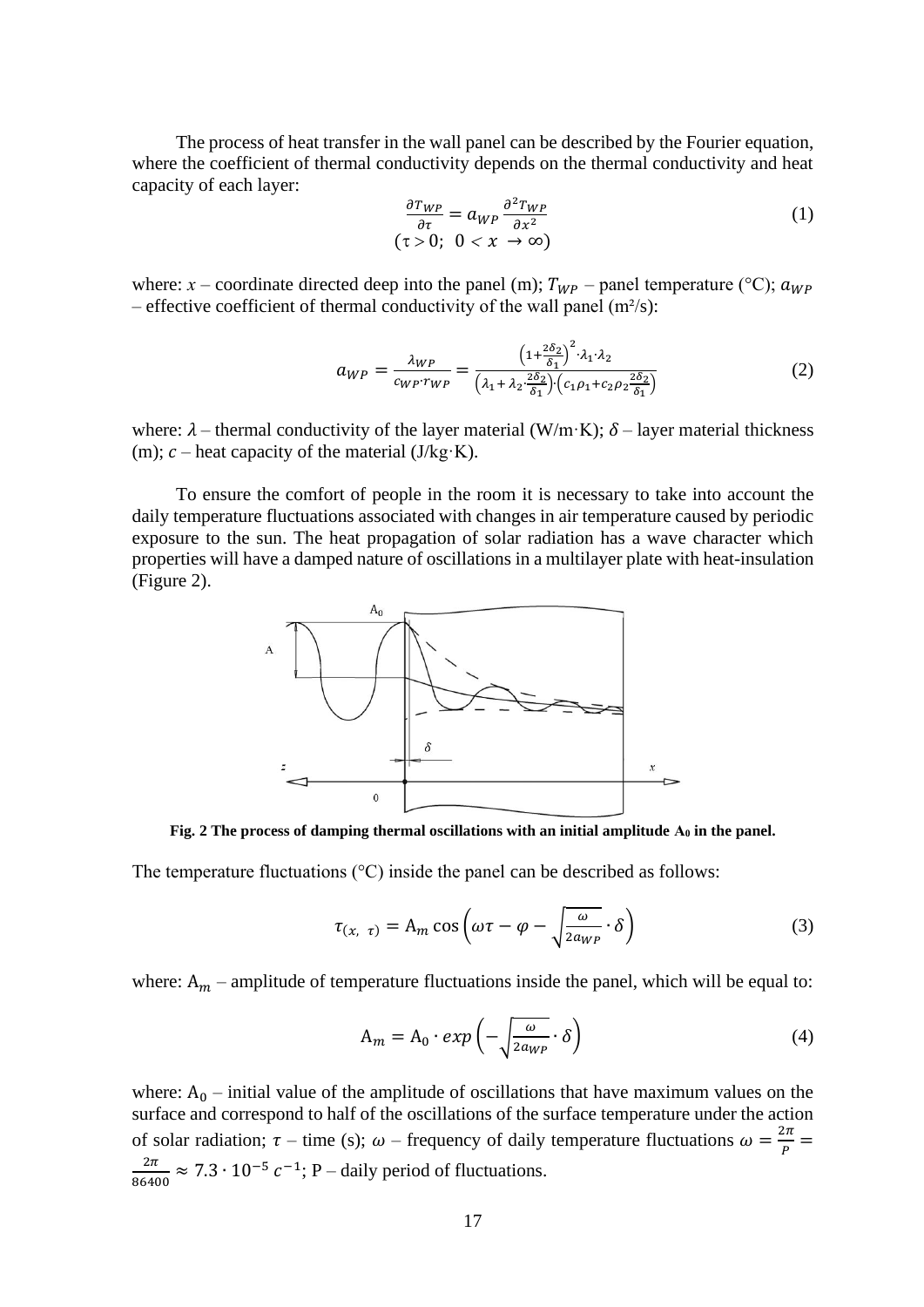The process of heat transfer in the wall panel can be described by the Fourier equation, where the coefficient of thermal conductivity depends on the thermal conductivity and heat capacity of each layer:

$$\frac{\partial T_{WP}}{\partial \tau} = a_{WP} \frac{\partial^2 T_{WP}}{\partial x^2} \quad (\tau > 0;\ \ 0 < x \to \infty) \tag{1}$$

where: $x$ – coordinate directed deep into the panel (m); $T_{WP}$ – panel temperature (°C); $a_{WP}$ – effective coefficient of thermal conductivity of the wall panel (m²/s):

$$a_{WP} = \frac{\lambda_{WP}}{c_{WP} \cdot r_{WP}} = \frac{\left(1 + \frac{2\delta_2}{\delta_1}\right)^2 \cdot \lambda_1 \cdot \lambda_2}{\left(\lambda_1 + \lambda_2 \cdot \frac{2\delta_2}{\delta_1}\right) \cdot \left(c_1\rho_1 + c_2\rho_2 \frac{2\delta_2}{\delta_1}\right)} \tag{2}$$

where: $\lambda$ – thermal conductivity of the layer material (W/m·K); $\delta$ – layer material thickness (m); $c$ – heat capacity of the material (J/kg·K).

To ensure the comfort of people in the room it is necessary to take into account the daily temperature fluctuations associated with changes in air temperature caused by periodic exposure to the sun. The heat propagation of solar radiation has a wave character which properties will have a damped nature of oscillations in a multilayer plate with heat-insulation (Figure 2).

**Fig. 2 The process of damping thermal oscillations with an initial amplitude $A_0$ in the panel.**

The temperature fluctuations (°C) inside the panel can be described as follows:

$$\tau_{(x,\ \tau)} = \mathrm{A}_m \cos\left(\omega\tau - \varphi - \sqrt{\frac{\omega}{2a_{WP}}} \cdot \delta\right) \tag{3}$$

where: $\mathrm{A}_m$ – amplitude of temperature fluctuations inside the panel, which will be equal to:

$$\mathrm{A}_m = \mathrm{A}_0 \cdot exp\left(-\sqrt{\frac{\omega}{2a_{WP}}} \cdot \delta\right) \tag{4}$$

where: $\mathrm{A}_0$ – initial value of the amplitude of oscillations that have maximum values on the surface and correspond to half of the oscillations of the surface temperature under the action of solar radiation; $\tau$ – time (s); $\omega$ – frequency of daily temperature fluctuations $\omega = \frac{2\pi}{P} = \frac{2\pi}{86400} \approx 7.3 \cdot 10^{-5}\ c^{-1}$; P – daily period of fluctuations.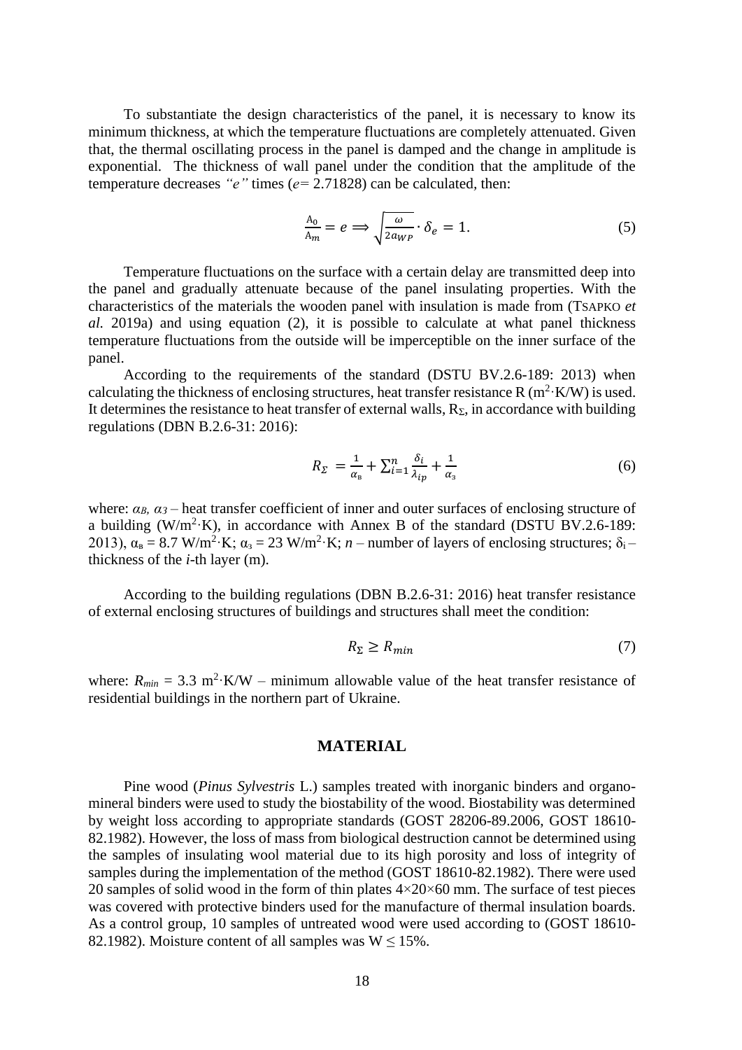To substantiate the design characteristics of the panel, it is necessary to know its minimum thickness, at which the temperature fluctuations are completely attenuated. Given that, the thermal oscillating process in the panel is damped and the change in amplitude is exponential. The thickness of wall panel under the condition that the amplitude of the temperature decreases *"e"* times (*e*= 2.71828) can be calculated, then:

$$\frac{A_0}{A_m} = e \Longrightarrow \sqrt{\frac{\omega}{2a_{WP}}} \cdot \delta_e = 1. \tag{5}$$

Temperature fluctuations on the surface with a certain delay are transmitted deep into the panel and gradually attenuate because of the panel insulating properties. With the characteristics of the materials the wooden panel with insulation is made from (TSAPKO *et al.* 2019a) and using equation (2), it is possible to calculate at what panel thickness temperature fluctuations from the outside will be imperceptible on the inner surface of the panel.

According to the requirements of the standard (DSTU BV.2.6-189: 2013) when calculating the thickness of enclosing structures, heat transfer resistance R ($m^2 \cdot K/W$) is used. It determines the resistance to heat transfer of external walls, $R_\Sigma$, in accordance with building regulations (DBN B.2.6-31: 2016):

$$R_\Sigma = \frac{1}{\alpha_в} + \sum_{i=1}^{n} \frac{\delta_i}{\lambda_{ip}} + \frac{1}{\alpha_з} \tag{6}$$

where: $\alpha_B$, $\alpha_З$ – heat transfer coefficient of inner and outer surfaces of enclosing structure of a building ($W/m^2 \cdot K$), in accordance with Annex B of the standard (DSTU BV.2.6-189: 2013), $\alpha_в = 8.7$ $W/m^2 \cdot K$; $\alpha_з = 23$ $W/m^2 \cdot K$; $n$ – number of layers of enclosing structures; $\delta_i$ – thickness of the *i*-th layer (m).

According to the building regulations (DBN B.2.6-31: 2016) heat transfer resistance of external enclosing structures of buildings and structures shall meet the condition:

$$R_\Sigma \geq R_{min} \tag{7}$$

where: $R_{min} = 3.3$ $m^2 \cdot K/W$ – minimum allowable value of the heat transfer resistance of residential buildings in the northern part of Ukraine.

## MATERIAL

Pine wood (*Pinus Sylvestris* L.) samples treated with inorganic binders and organo-mineral binders were used to study the biostability of the wood. Biostability was determined by weight loss according to appropriate standards (GOST 28206-89.2006, GOST 18610-82.1982). However, the loss of mass from biological destruction cannot be determined using the samples of insulating wool material due to its high porosity and loss of integrity of samples during the implementation of the method (GOST 18610-82.1982). There were used 20 samples of solid wood in the form of thin plates 4×20×60 mm. The surface of test pieces was covered with protective binders used for the manufacture of thermal insulation boards. As a control group, 10 samples of untreated wood were used according to (GOST 18610-82.1982). Moisture content of all samples was $W \leq 15\%$.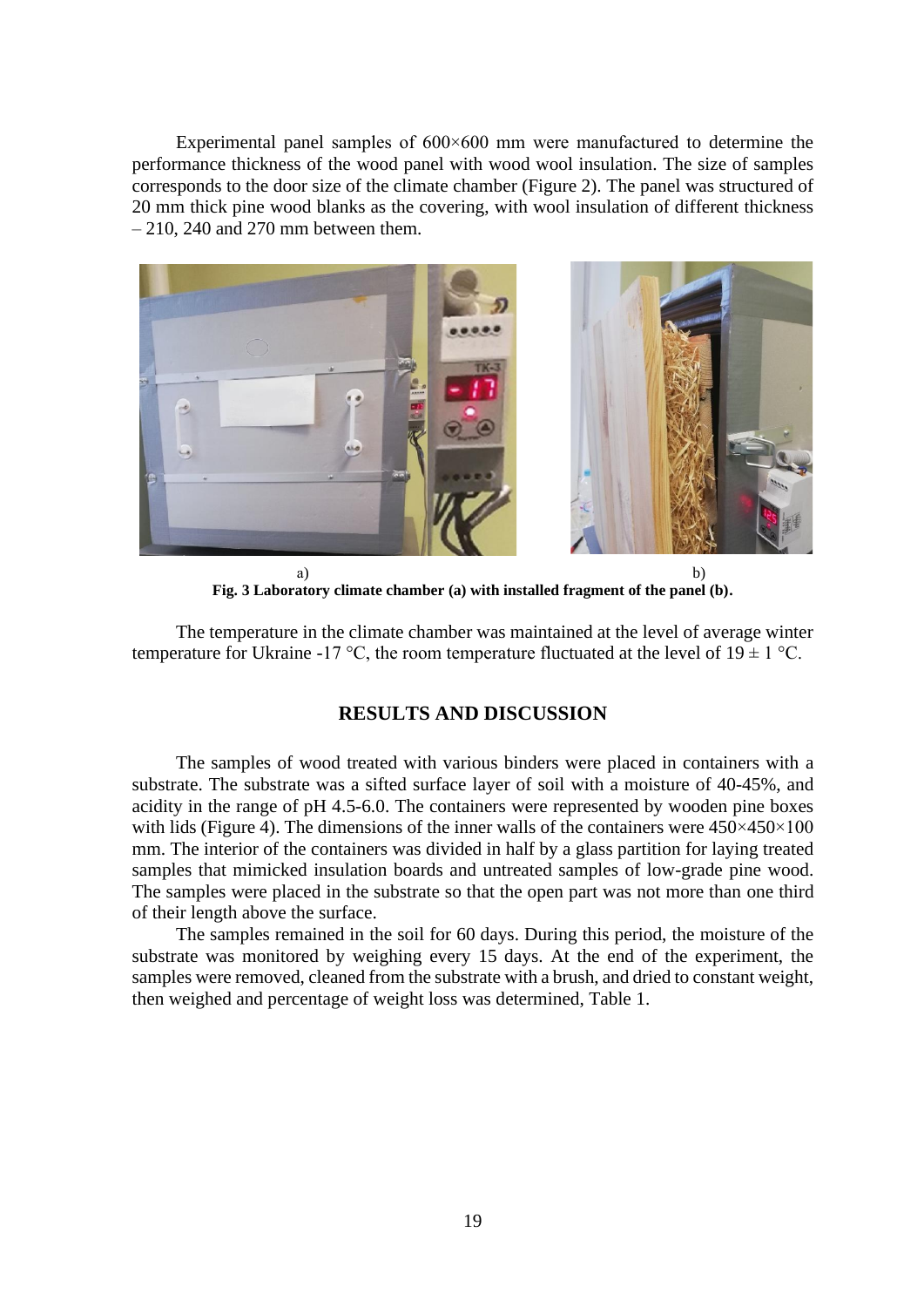Experimental panel samples of 600×600 mm were manufactured to determine the performance thickness of the wood panel with wood wool insulation. The size of samples corresponds to the door size of the climate chamber (Figure 2). The panel was structured of 20 mm thick pine wood blanks as the covering, with wool insulation of different thickness – 210, 240 and 270 mm between them.

a) b)

**Fig. 3 Laboratory climate chamber (a) with installed fragment of the panel (b).**

The temperature in the climate chamber was maintained at the level of average winter temperature for Ukraine -17 °C, the room temperature fluctuated at the level of 19 ± 1 °C.

## RESULTS AND DISCUSSION

The samples of wood treated with various binders were placed in containers with a substrate. The substrate was a sifted surface layer of soil with a moisture of 40-45%, and acidity in the range of pH 4.5-6.0. The containers were represented by wooden pine boxes with lids (Figure 4). The dimensions of the inner walls of the containers were 450×450×100 mm. The interior of the containers was divided in half by a glass partition for laying treated samples that mimicked insulation boards and untreated samples of low-grade pine wood. The samples were placed in the substrate so that the open part was not more than one third of their length above the surface.

The samples remained in the soil for 60 days. During this period, the moisture of the substrate was monitored by weighing every 15 days. At the end of the experiment, the samples were removed, cleaned from the substrate with a brush, and dried to constant weight, then weighed and percentage of weight loss was determined, Table 1.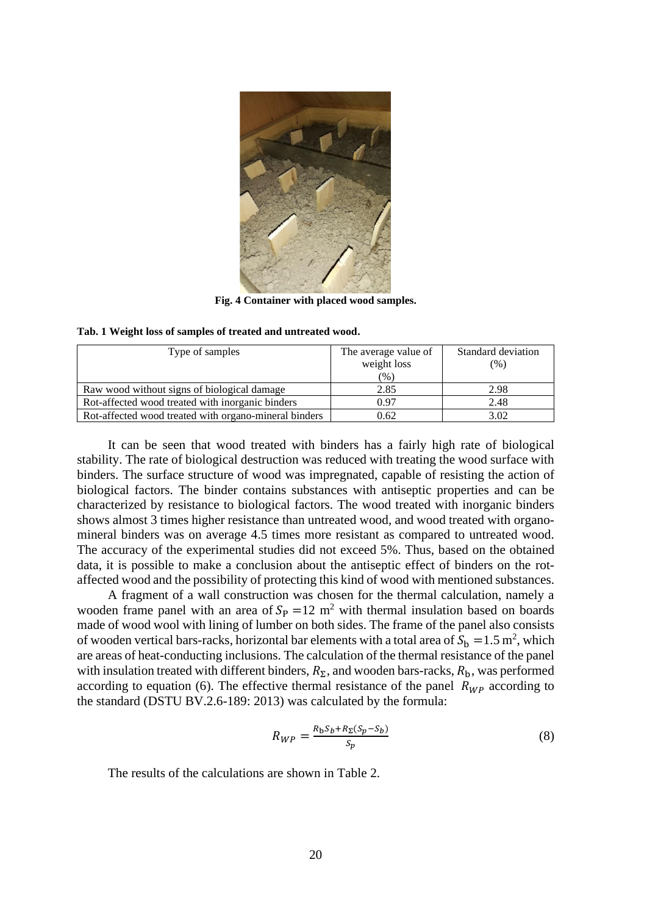Fig. 4 Container with placed wood samples.

**Tab. 1 Weight loss of samples of treated and untreated wood.**

| Type of samples | The average value of weight loss (%) | Standard deviation (%) |
|---|---|---|
| Raw wood without signs of biological damage | 2.85 | 2.98 |
| Rot-affected wood treated with inorganic binders | 0.97 | 2.48 |
| Rot-affected wood treated with organo-mineral binders | 0.62 | 3.02 |

It can be seen that wood treated with binders has a fairly high rate of biological stability. The rate of biological destruction was reduced with treating the wood surface with binders. The surface structure of wood was impregnated, capable of resisting the action of biological factors. The binder contains substances with antiseptic properties and can be characterized by resistance to biological factors. The wood treated with inorganic binders shows almost 3 times higher resistance than untreated wood, and wood treated with organo-mineral binders was on average 4.5 times more resistant as compared to untreated wood. The accuracy of the experimental studies did not exceed 5%. Thus, based on the obtained data, it is possible to make a conclusion about the antiseptic effect of binders on the rot-affected wood and the possibility of protecting this kind of wood with mentioned substances.

A fragment of a wall construction was chosen for the thermal calculation, namely a wooden frame panel with an area of $S_{\mathrm{P}} = 12$ m$^2$ with thermal insulation based on boards made of wood wool with lining of lumber on both sides. The frame of the panel also consists of wooden vertical bars-racks, horizontal bar elements with a total area of $S_{\mathrm{b}} = 1.5$ m$^2$, which are areas of heat-conducting inclusions. The calculation of the thermal resistance of the panel with insulation treated with different binders, $R_{\Sigma}$, and wooden bars-racks, $R_{\mathrm{b}}$, was performed according to equation (6). The effective thermal resistance of the panel $R_{WP}$ according to the standard (DSTU BV.2.6-189: 2013) was calculated by the formula:

$$R_{WP} = \frac{R_{\mathrm{b}} S_b + R_{\Sigma}(S_p - S_b)}{S_p} \tag{8}$$

The results of the calculations are shown in Table 2.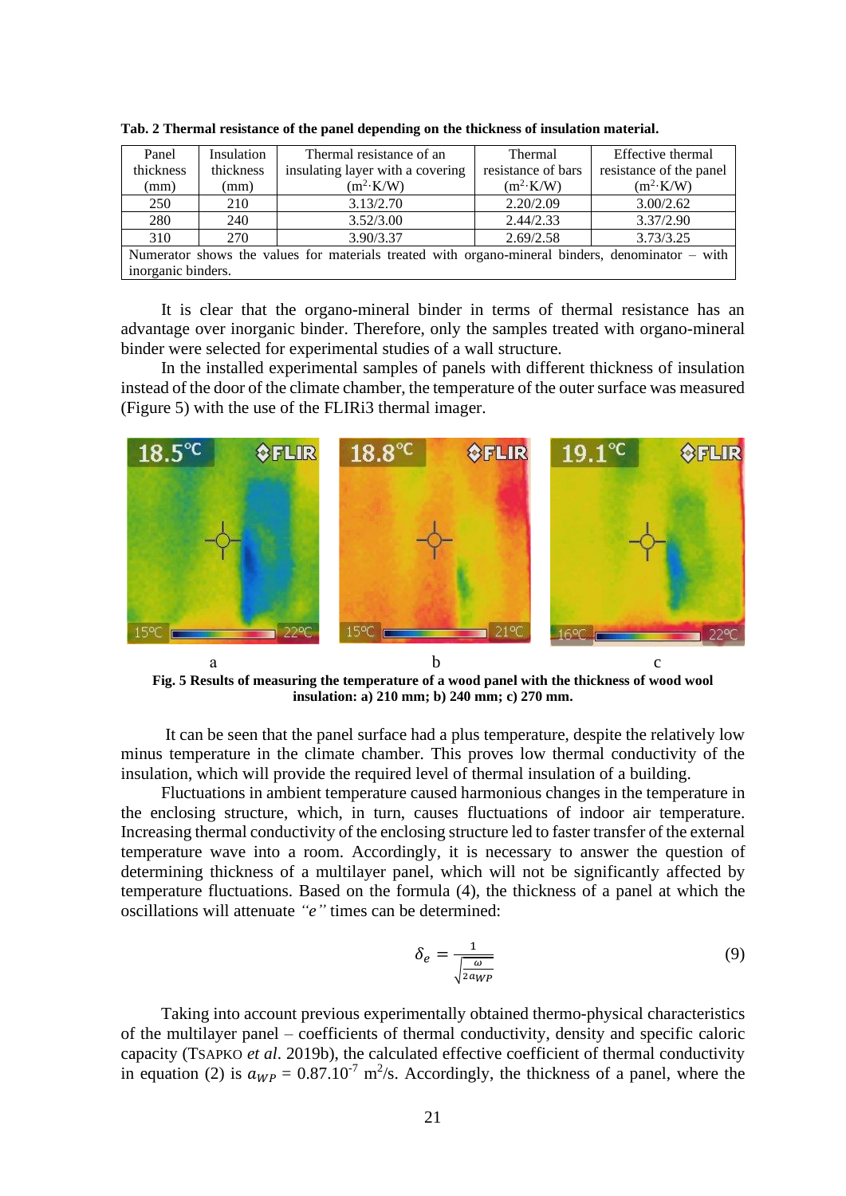**Tab. 2 Thermal resistance of the panel depending on the thickness of insulation material.**

| Panel thickness (mm) | Insulation thickness (mm) | Thermal resistance of an insulating layer with a covering ($m^2 \cdot K/W$) | Thermal resistance of bars ($m^2 \cdot K/W$) | Effective thermal resistance of the panel ($m^2 \cdot K/W$) |
|---|---|---|---|---|
| 250 | 210 | 3.13/2.70 | 2.20/2.09 | 3.00/2.62 |
| 280 | 240 | 3.52/3.00 | 2.44/2.33 | 3.37/2.90 |
| 310 | 270 | 3.90/3.37 | 2.69/2.58 | 3.73/3.25 |
| Numerator shows the values for materials treated with organo-mineral binders, denominator – with inorganic binders. | | | | |

It is clear that the organo-mineral binder in terms of thermal resistance has an advantage over inorganic binder. Therefore, only the samples treated with organo-mineral binder were selected for experimental studies of a wall structure.

In the installed experimental samples of panels with different thickness of insulation instead of the door of the climate chamber, the temperature of the outer surface was measured (Figure 5) with the use of the FLIRi3 thermal imager.

a b c

**Fig. 5 Results of measuring the temperature of a wood panel with the thickness of wood wool insulation: a) 210 mm; b) 240 mm; c) 270 mm.**

It can be seen that the panel surface had a plus temperature, despite the relatively low minus temperature in the climate chamber. This proves low thermal conductivity of the insulation, which will provide the required level of thermal insulation of a building.

Fluctuations in ambient temperature caused harmonious changes in the temperature in the enclosing structure, which, in turn, causes fluctuations of indoor air temperature. Increasing thermal conductivity of the enclosing structure led to faster transfer of the external temperature wave into a room. Accordingly, it is necessary to answer the question of determining thickness of a multilayer panel, which will not be significantly affected by temperature fluctuations. Based on the formula (4), the thickness of a panel at which the oscillations will attenuate *"e"* times can be determined:

$$\delta_e = \frac{1}{\sqrt{\frac{\omega}{2a_{WP}}}} \tag{9}$$

Taking into account previous experimentally obtained thermo-physical characteristics of the multilayer panel – coefficients of thermal conductivity, density and specific caloric capacity (TSAPKO *et al*. 2019b), the calculated effective coefficient of thermal conductivity in equation (2) is $a_{WP}$ = $0.87.10^{-7}$ $m^2/s$. Accordingly, the thickness of a panel, where the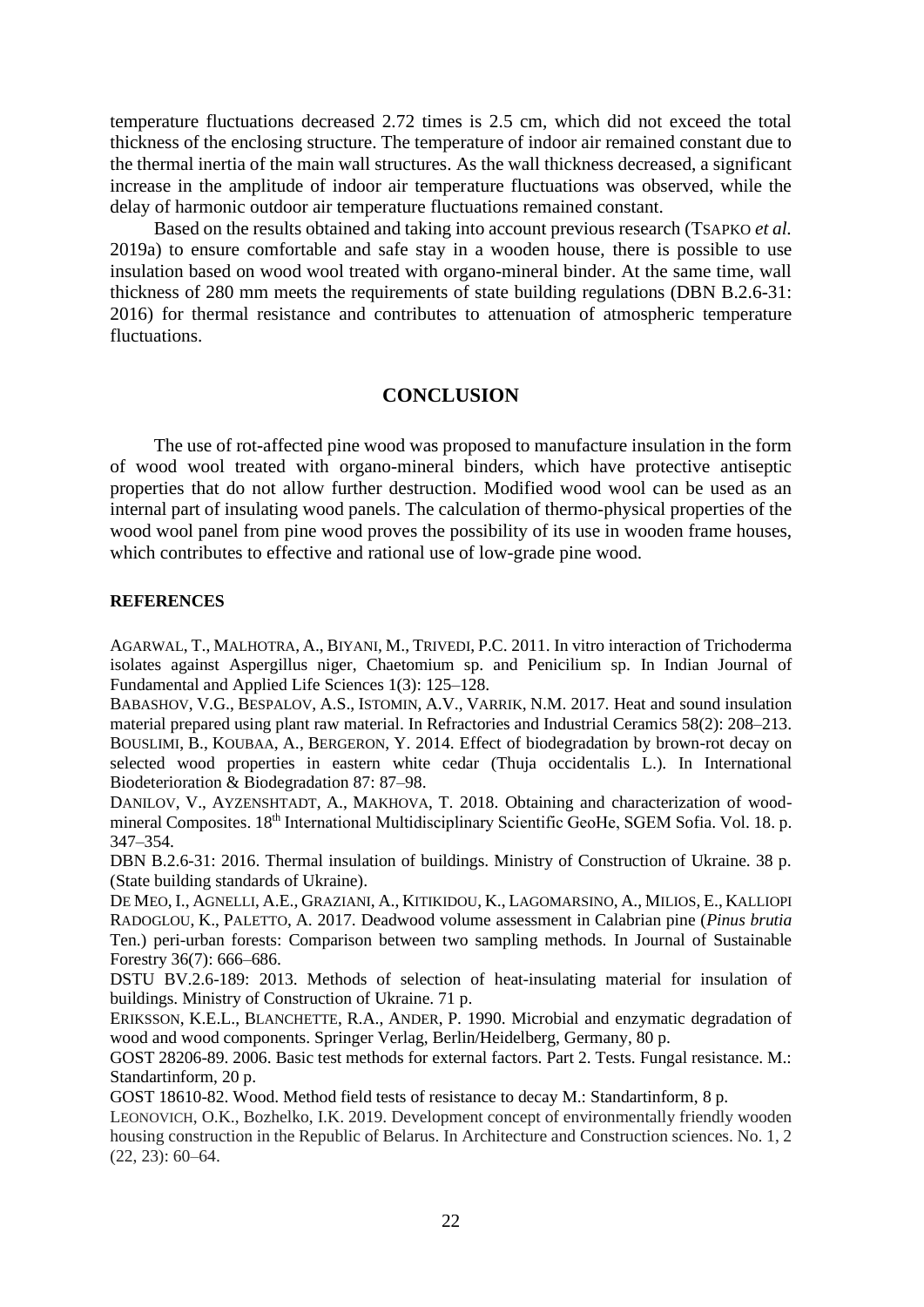temperature fluctuations decreased 2.72 times is 2.5 cm, which did not exceed the total thickness of the enclosing structure. The temperature of indoor air remained constant due to the thermal inertia of the main wall structures. As the wall thickness decreased, a significant increase in the amplitude of indoor air temperature fluctuations was observed, while the delay of harmonic outdoor air temperature fluctuations remained constant.

Based on the results obtained and taking into account previous research (TSAPKO *et al.* 2019a) to ensure comfortable and safe stay in a wooden house, there is possible to use insulation based on wood wool treated with organo-mineral binder. At the same time, wall thickness of 280 mm meets the requirements of state building regulations (DBN B.2.6-31: 2016) for thermal resistance and contributes to attenuation of atmospheric temperature fluctuations.

## CONCLUSION

The use of rot-affected pine wood was proposed to manufacture insulation in the form of wood wool treated with organo-mineral binders, which have protective antiseptic properties that do not allow further destruction. Modified wood wool can be used as an internal part of insulating wood panels. The calculation of thermo-physical properties of the wood wool panel from pine wood proves the possibility of its use in wooden frame houses, which contributes to effective and rational use of low-grade pine wood.

### REFERENCES

AGARWAL, T., MALHOTRA, A., BIYANI, M., TRIVEDI, P.C. 2011. In vitro interaction of Trichoderma isolates against Aspergillus niger, Chaetomium sp. and Penicilium sp. In Indian Journal of Fundamental and Applied Life Sciences 1(3): 125–128.

BABASHOV, V.G., BESPALOV, A.S., ISTOMIN, A.V., VARRIK, N.M. 2017. Heat and sound insulation material prepared using plant raw material. In Refractories and Industrial Ceramics 58(2): 208–213.

BOUSLIMI, B., KOUBAA, A., BERGERON, Y. 2014. Effect of biodegradation by brown-rot decay on selected wood properties in eastern white cedar (Thuja occidentalis L.). In International Biodeterioration & Biodegradation 87: 87–98.

DANILOV, V., AYZENSHTADT, A., MAKHOVA, T. 2018. Obtaining and characterization of wood-mineral Composites. 18th International Multidisciplinary Scientific GeoHe, SGEM Sofia. Vol. 18. p. 347–354.

DBN B.2.6-31: 2016. Thermal insulation of buildings. Ministry of Construction of Ukraine. 38 p. (State building standards of Ukraine).

DE MEO, I., AGNELLI, A.E., GRAZIANI, A., KITIKIDOU, K., LAGOMARSINO, A., MILIOS, E., KALLIOPI RADOGLOU, K., PALETTO, A. 2017. Deadwood volume assessment in Calabrian pine (*Pinus brutia* Ten.) peri-urban forests: Comparison between two sampling methods. In Journal of Sustainable Forestry 36(7): 666–686.

DSTU BV.2.6-189: 2013. Methods of selection of heat-insulating material for insulation of buildings. Ministry of Construction of Ukraine. 71 p.

ERIKSSON, K.E.L., BLANCHETTE, R.A., ANDER, P. 1990. Microbial and enzymatic degradation of wood and wood components. Springer Verlag, Berlin/Heidelberg, Germany, 80 p.

GOST 28206-89. 2006. Basic test methods for external factors. Part 2. Tests. Fungal resistance. M.: Standartinform, 20 p.

GOST 18610-82. Wood. Method field tests of resistance to decay M.: Standartinform, 8 p.

LEONOVICH, O.K., Bozhelko, I.K. 2019. Development concept of environmentally friendly wooden housing construction in the Republic of Belarus. In Architecture and Construction sciences. No. 1, 2 (22, 23): 60–64.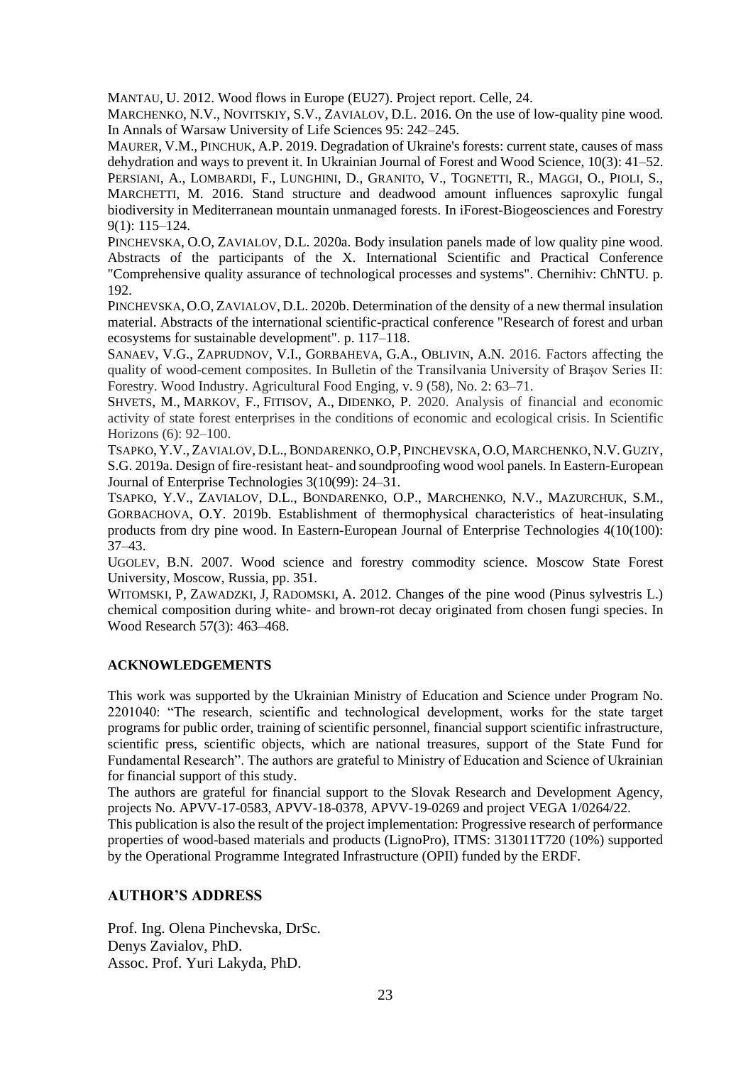MANTAU, U. 2012. Wood flows in Europe (EU27). Project report. Celle, 24.

MARCHENKO, N.V., NOVITSKIY, S.V., ZAVIALOV, D.L. 2016. On the use of low-quality pine wood. In Annals of Warsaw University of Life Sciences 95: 242–245.

MAURER, V.M., PINCHUK, A.P. 2019. Degradation of Ukraine's forests: current state, causes of mass dehydration and ways to prevent it. In Ukrainian Journal of Forest and Wood Science, 10(3): 41–52.

PERSIANI, A., LOMBARDI, F., LUNGHINI, D., GRANITO, V., TOGNETTI, R., MAGGI, O., PIOLI, S., MARCHETTI, M. 2016. Stand structure and deadwood amount influences saproxylic fungal biodiversity in Mediterranean mountain unmanaged forests. In iForest-Biogeosciences and Forestry 9(1): 115–124.

PINCHEVSKA, O.O, ZAVIALOV, D.L. 2020a. Body insulation panels made of low quality pine wood. Abstracts of the participants of the X. International Scientific and Practical Conference "Comprehensive quality assurance of technological processes and systems". Chernihiv: ChNTU. p. 192.

PINCHEVSKA, O.O, ZAVIALOV, D.L. 2020b. Determination of the density of a new thermal insulation material. Abstracts of the international scientific-practical conference "Research of forest and urban ecosystems for sustainable development". p. 117–118.

SANAEV, V.G., ZAPRUDNOV, V.I., GORBAHEVA, G.A., OBLIVIN, A.N. 2016. Factors affecting the quality of wood-cement composites. In Bulletin of the Transilvania University of Braşov Series II: Forestry. Wood Industry. Agricultural Food Enging, v. 9 (58), No. 2: 63–71.

SHVETS, M., MARKOV, F., FITISOV, A., DIDENKO, P. 2020. Analysis of financial and economic activity of state forest enterprises in the conditions of economic and ecological crisis. In Scientific Horizons (6): 92–100.

TSAPKO, Y.V., ZAVIALOV, D.L., BONDARENKO, O.P, PINCHEVSKA, O.O, MARCHENKO, N.V. GUZIY, S.G. 2019a. Design of fire-resistant heat- and soundproofing wood wool panels. In Eastern-European Journal of Enterprise Technologies 3(10(99): 24–31.

TSAPKO, Y.V., ZAVIALOV, D.L., BONDARENKO, O.P., MARCHENKO, N.V., MAZURCHUK, S.M., GORBACHOVA, O.Y. 2019b. Establishment of thermophysical characteristics of heat-insulating products from dry pine wood. In Eastern-European Journal of Enterprise Technologies 4(10(100): 37–43.

UGOLEV, B.N. 2007. Wood science and forestry commodity science. Moscow State Forest University, Moscow, Russia, pp. 351.

WITOMSKI, P, ZAWADZKI, J, RADOMSKI, A. 2012. Changes of the pine wood (Pinus sylvestris L.) chemical composition during white- and brown-rot decay originated from chosen fungi species. In Wood Research 57(3): 463–468.

## ACKNOWLEDGEMENTS

This work was supported by the Ukrainian Ministry of Education and Science under Program No. 2201040: "The research, scientific and technological development, works for the state target programs for public order, training of scientific personnel, financial support scientific infrastructure, scientific press, scientific objects, which are national treasures, support of the State Fund for Fundamental Research". The authors are grateful to Ministry of Education and Science of Ukrainian for financial support of this study.

The authors are grateful for financial support to the Slovak Research and Development Agency, projects No. APVV-17-0583, APVV-18-0378, APVV-19-0269 and project VEGA 1/0264/22.

This publication is also the result of the project implementation: Progressive research of performance properties of wood-based materials and products (LignoPro), ITMS: 313011T720 (10%) supported by the Operational Programme Integrated Infrastructure (OPII) funded by the ERDF.

## AUTHOR'S ADDRESS

Prof. Ing. Olena Pinchevska, DrSc.
Denys Zavialov, PhD.
Assoc. Prof. Yuri Lakyda, PhD.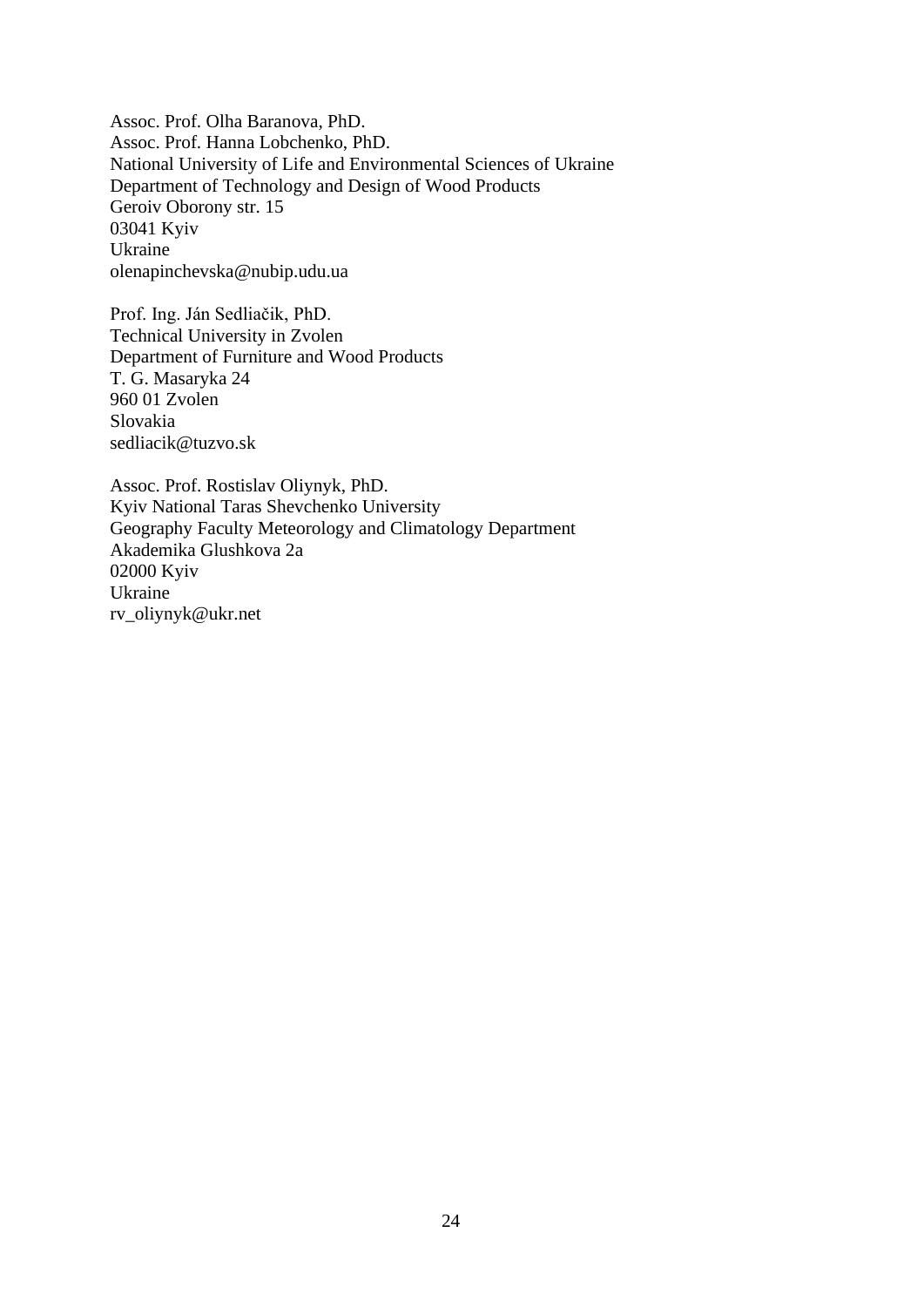Assoc. Prof. Olha Baranova, PhD.
Assoc. Prof. Hanna Lobchenko, PhD.
National University of Life and Environmental Sciences of Ukraine
Department of Technology and Design of Wood Products
Geroiv Oborony str. 15
03041 Kyiv
Ukraine
olenapinchevska@nubip.udu.ua

Prof. Ing. Ján Sedliačik, PhD.
Technical University in Zvolen
Department of Furniture and Wood Products
T. G. Masaryka 24
960 01 Zvolen
Slovakia
sedliacik@tuzvo.sk

Assoc. Prof. Rostislav Oliynyk, PhD.
Kyiv National Taras Shevchenko University
Geography Faculty Meteorology and Climatology Department
Akademika Glushkova 2a
02000 Kyiv
Ukraine
rv_oliynyk@ukr.net